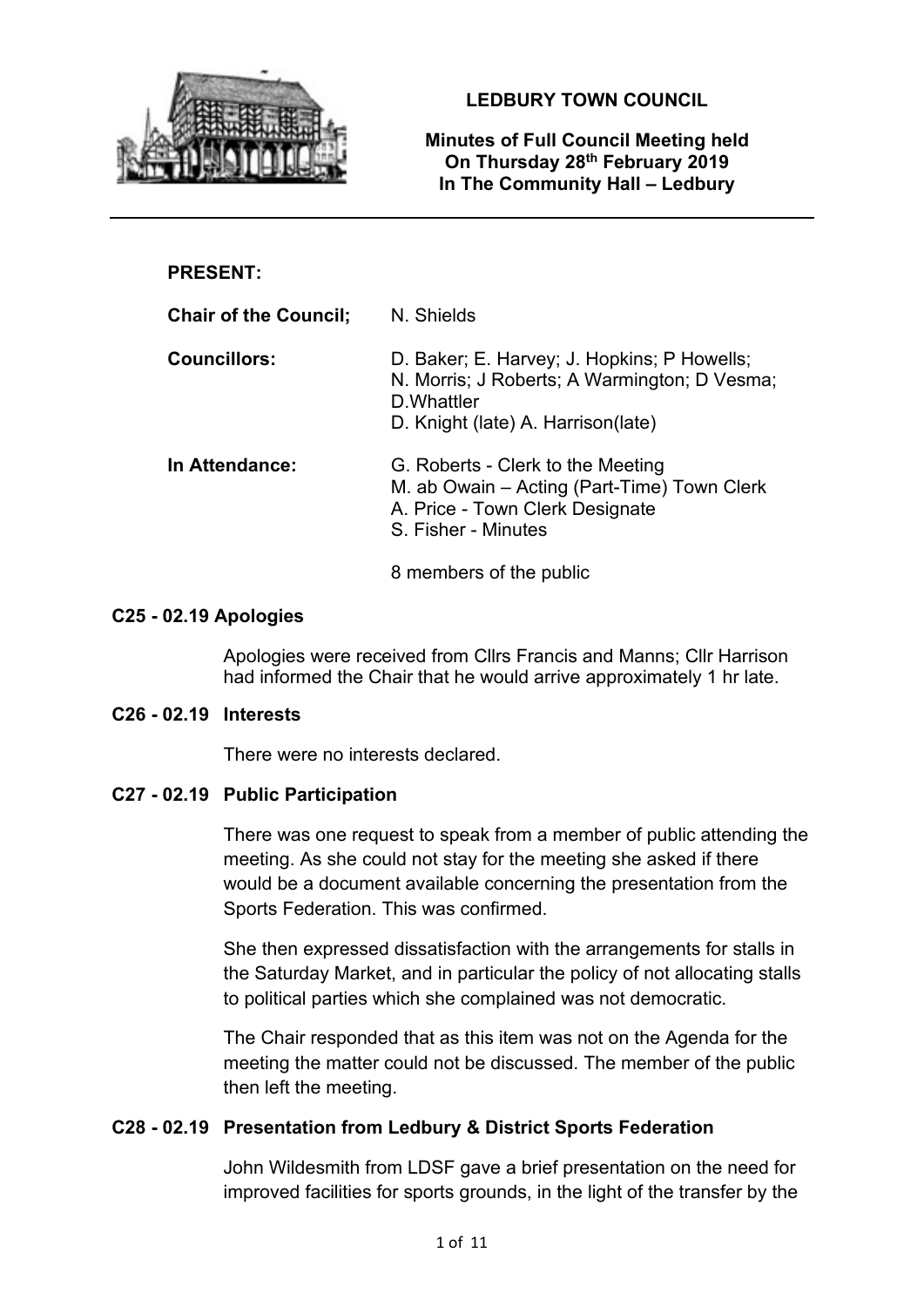**LEDBURY TOWN COUNCIL**

**Minutes of Full Council Meeting held On Thursday 28th February 2019 In The Community Hall – Ledbury**

---

**PRESENT:**

**Chair of the Council;** N. Shields

**Councillors:** D. Baker; E. Harvey; J. Hopkins; P Howells; N. Morris; J Roberts; A Warmington; D Vesma; D.Whattler
D. Knight (late) A. Harrison(late)

**In Attendance:** G. Roberts - Clerk to the Meeting
M. ab Owain – Acting (Part-Time) Town Clerk
A. Price - Town Clerk Designate
S. Fisher - Minutes

8 members of the public

## C25 - 02.19 Apologies

Apologies were received from Cllrs Francis and Manns; Cllr Harrison had informed the Chair that he would arrive approximately 1 hr late.

## C26 - 02.19 Interests

There were no interests declared.

## C27 - 02.19 Public Participation

There was one request to speak from a member of public attending the meeting. As she could not stay for the meeting she asked if there would be a document available concerning the presentation from the Sports Federation. This was confirmed.

She then expressed dissatisfaction with the arrangements for stalls in the Saturday Market, and in particular the policy of not allocating stalls to political parties which she complained was not democratic.

The Chair responded that as this item was not on the Agenda for the meeting the matter could not be discussed. The member of the public then left the meeting.

## C28 - 02.19 Presentation from Ledbury & District Sports Federation

John Wildesmith from LDSF gave a brief presentation on the need for improved facilities for sports grounds, in the light of the transfer by the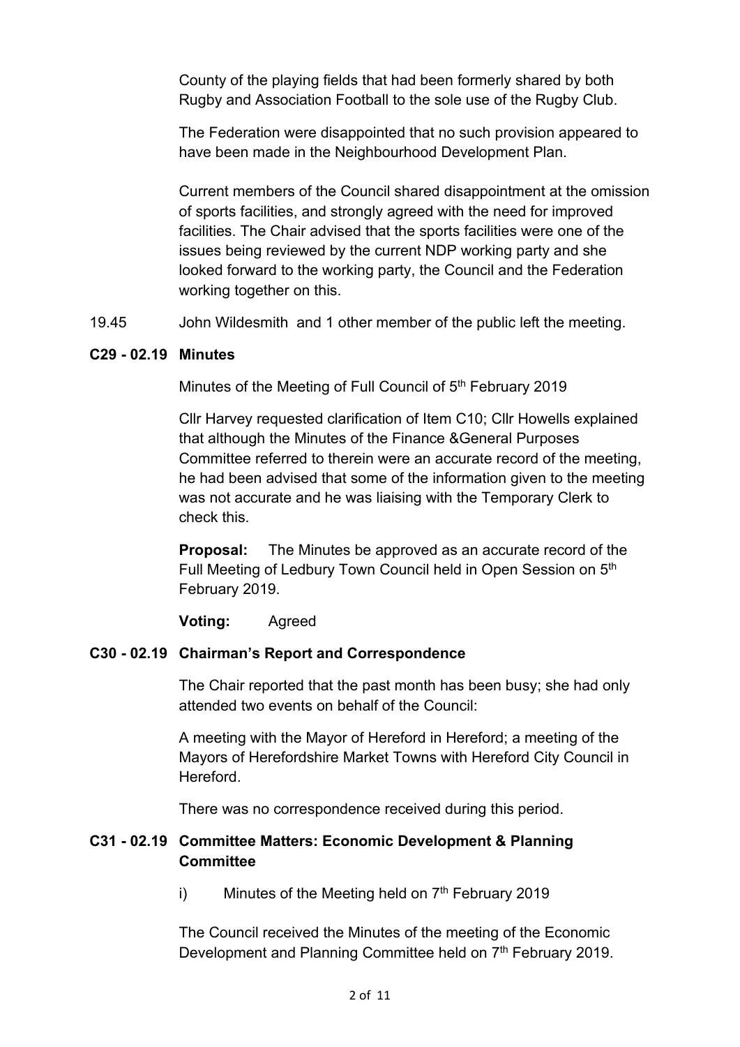County of the playing fields that had been formerly shared by both Rugby and Association Football to the sole use of the Rugby Club.

The Federation were disappointed that no such provision appeared to have been made in the Neighbourhood Development Plan.

Current members of the Council shared disappointment at the omission of sports facilities, and strongly agreed with the need for improved facilities. The Chair advised that the sports facilities were one of the issues being reviewed by the current NDP working party and she looked forward to the working party, the Council and the Federation working together on this.

19.45 John Wildesmith and 1 other member of the public left the meeting.

**C29 - 02.19 Minutes**

Minutes of the Meeting of Full Council of 5th February 2019

Cllr Harvey requested clarification of Item C10; Cllr Howells explained that although the Minutes of the Finance &General Purposes Committee referred to therein were an accurate record of the meeting, he had been advised that some of the information given to the meeting was not accurate and he was liaising with the Temporary Clerk to check this.

**Proposal:** The Minutes be approved as an accurate record of the Full Meeting of Ledbury Town Council held in Open Session on 5th February 2019.

**Voting:** Agreed

**C30 - 02.19 Chairman's Report and Correspondence**

The Chair reported that the past month has been busy; she had only attended two events on behalf of the Council:

A meeting with the Mayor of Hereford in Hereford; a meeting of the Mayors of Herefordshire Market Towns with Hereford City Council in Hereford.

There was no correspondence received during this period.

**C31 - 02.19 Committee Matters: Economic Development & Planning Committee**

i) Minutes of the Meeting held on 7th February 2019

The Council received the Minutes of the meeting of the Economic Development and Planning Committee held on 7th February 2019.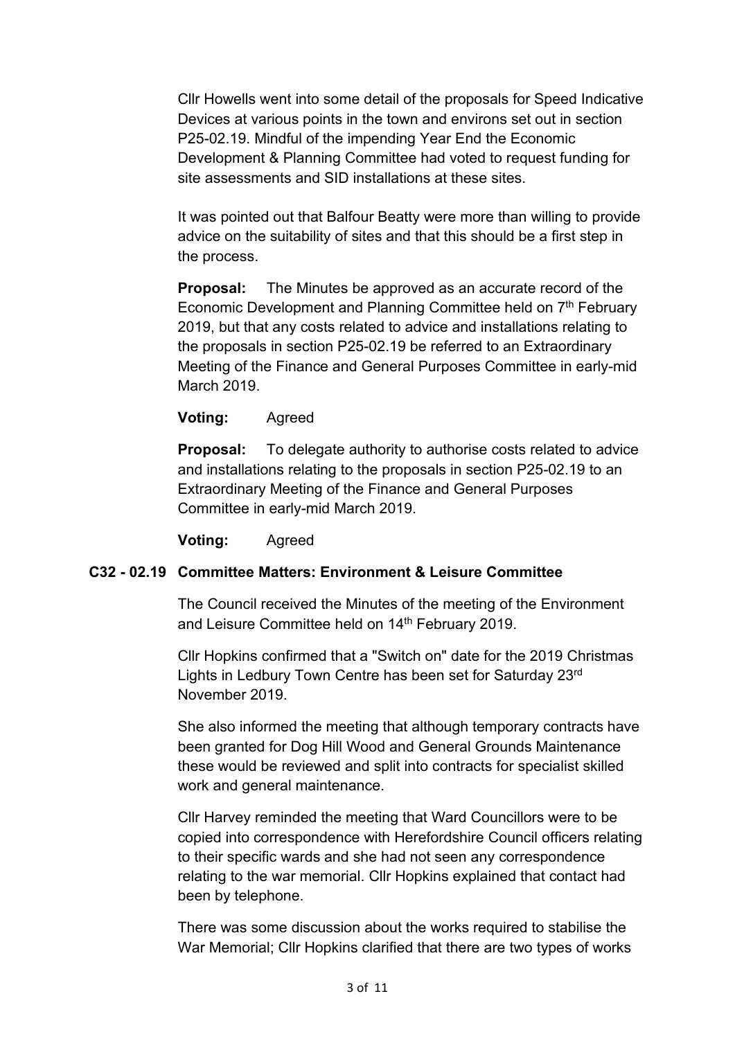Cllr Howells went into some detail of the proposals for Speed Indicative Devices at various points in the town and environs set out in section P25-02.19. Mindful of the impending Year End the Economic Development & Planning Committee had voted to request funding for site assessments and SID installations at these sites.

It was pointed out that Balfour Beatty were more than willing to provide advice on the suitability of sites and that this should be a first step in the process.

**Proposal:** The Minutes be approved as an accurate record of the Economic Development and Planning Committee held on 7th February 2019, but that any costs related to advice and installations relating to the proposals in section P25-02.19 be referred to an Extraordinary Meeting of the Finance and General Purposes Committee in early-mid March 2019.

**Voting:** Agreed

**Proposal:** To delegate authority to authorise costs related to advice and installations relating to the proposals in section P25-02.19 to an Extraordinary Meeting of the Finance and General Purposes Committee in early-mid March 2019.

**Voting:** Agreed

**C32 - 02.19 Committee Matters: Environment & Leisure Committee**

The Council received the Minutes of the meeting of the Environment and Leisure Committee held on 14th February 2019.

Cllr Hopkins confirmed that a "Switch on" date for the 2019 Christmas Lights in Ledbury Town Centre has been set for Saturday 23rd November 2019.

She also informed the meeting that although temporary contracts have been granted for Dog Hill Wood and General Grounds Maintenance these would be reviewed and split into contracts for specialist skilled work and general maintenance.

Cllr Harvey reminded the meeting that Ward Councillors were to be copied into correspondence with Herefordshire Council officers relating to their specific wards and she had not seen any correspondence relating to the war memorial. Cllr Hopkins explained that contact had been by telephone.

There was some discussion about the works required to stabilise the War Memorial; Cllr Hopkins clarified that there are two types of works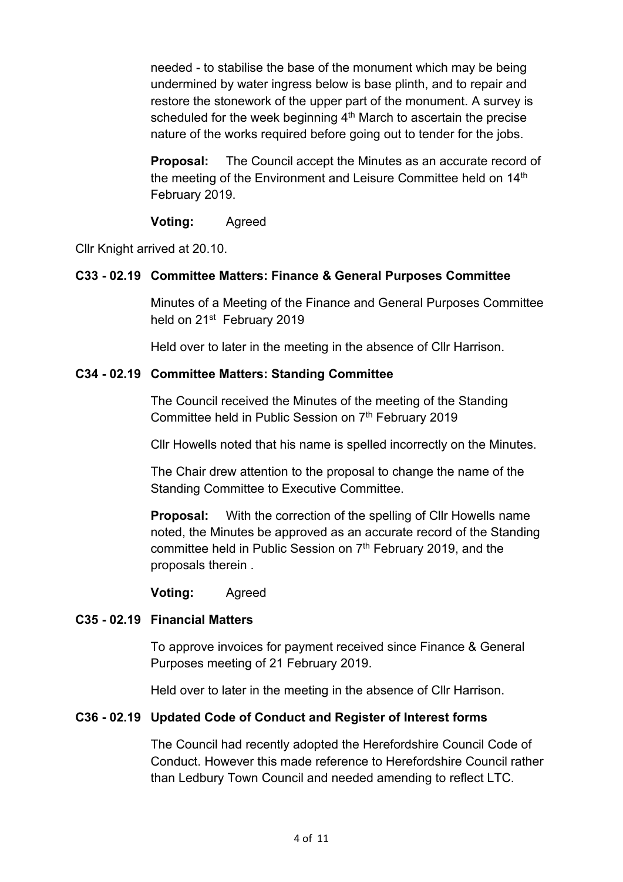needed - to stabilise the base of the monument which may be being undermined by water ingress below is base plinth, and to repair and restore the stonework of the upper part of the monument. A survey is scheduled for the week beginning 4th March to ascertain the precise nature of the works required before going out to tender for the jobs.

**Proposal:** The Council accept the Minutes as an accurate record of the meeting of the Environment and Leisure Committee held on 14th February 2019.

**Voting:** Agreed

Cllr Knight arrived at 20.10.

**C33 - 02.19 Committee Matters: Finance & General Purposes Committee**

Minutes of a Meeting of the Finance and General Purposes Committee held on 21st February 2019

Held over to later in the meeting in the absence of Cllr Harrison.

**C34 - 02.19 Committee Matters: Standing Committee**

The Council received the Minutes of the meeting of the Standing Committee held in Public Session on 7th February 2019

Cllr Howells noted that his name is spelled incorrectly on the Minutes.

The Chair drew attention to the proposal to change the name of the Standing Committee to Executive Committee.

**Proposal:** With the correction of the spelling of Cllr Howells name noted, the Minutes be approved as an accurate record of the Standing committee held in Public Session on 7th February 2019, and the proposals therein .

**Voting:** Agreed

**C35 - 02.19 Financial Matters**

To approve invoices for payment received since Finance & General Purposes meeting of 21 February 2019.

Held over to later in the meeting in the absence of Cllr Harrison.

**C36 - 02.19 Updated Code of Conduct and Register of Interest forms**

The Council had recently adopted the Herefordshire Council Code of Conduct. However this made reference to Herefordshire Council rather than Ledbury Town Council and needed amending to reflect LTC.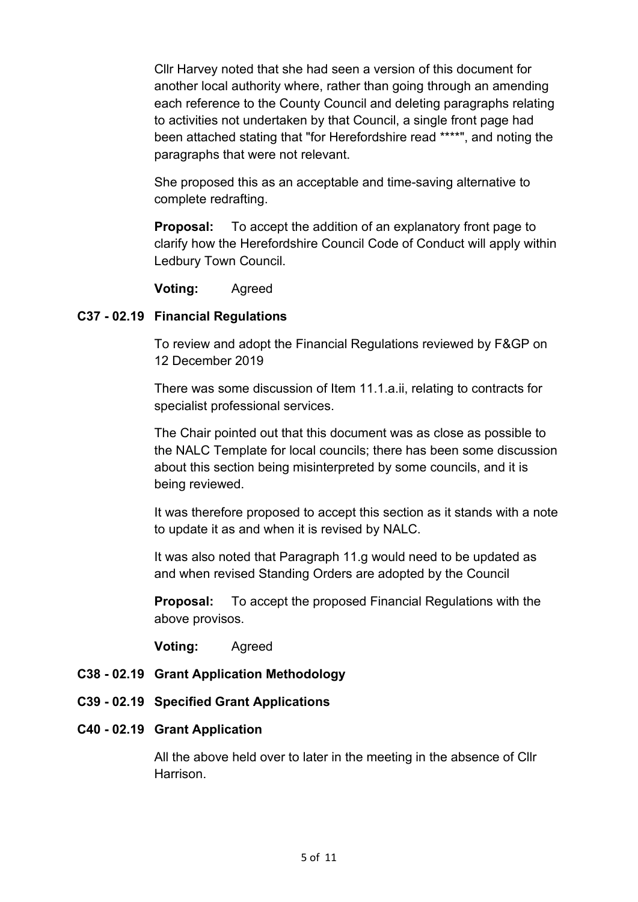Cllr Harvey noted that she had seen a version of this document for another local authority where, rather than going through an amending each reference to the County Council and deleting paragraphs relating to activities not undertaken by that Council, a single front page had been attached stating that "for Herefordshire read ****", and noting the paragraphs that were not relevant.

She proposed this as an acceptable and time-saving alternative to complete redrafting.

**Proposal:** To accept the addition of an explanatory front page to clarify how the Herefordshire Council Code of Conduct will apply within Ledbury Town Council.

**Voting:** Agreed

**C37 - 02.19 Financial Regulations**

To review and adopt the Financial Regulations reviewed by F&GP on 12 December 2019

There was some discussion of Item 11.1.a.ii, relating to contracts for specialist professional services.

The Chair pointed out that this document was as close as possible to the NALC Template for local councils; there has been some discussion about this section being misinterpreted by some councils, and it is being reviewed.

It was therefore proposed to accept this section as it stands with a note to update it as and when it is revised by NALC.

It was also noted that Paragraph 11.g would need to be updated as and when revised Standing Orders are adopted by the Council

**Proposal:** To accept the proposed Financial Regulations with the above provisos.

**Voting:** Agreed

**C38 - 02.19 Grant Application Methodology**

**C39 - 02.19 Specified Grant Applications**

**C40 - 02.19 Grant Application**

All the above held over to later in the meeting in the absence of Cllr Harrison.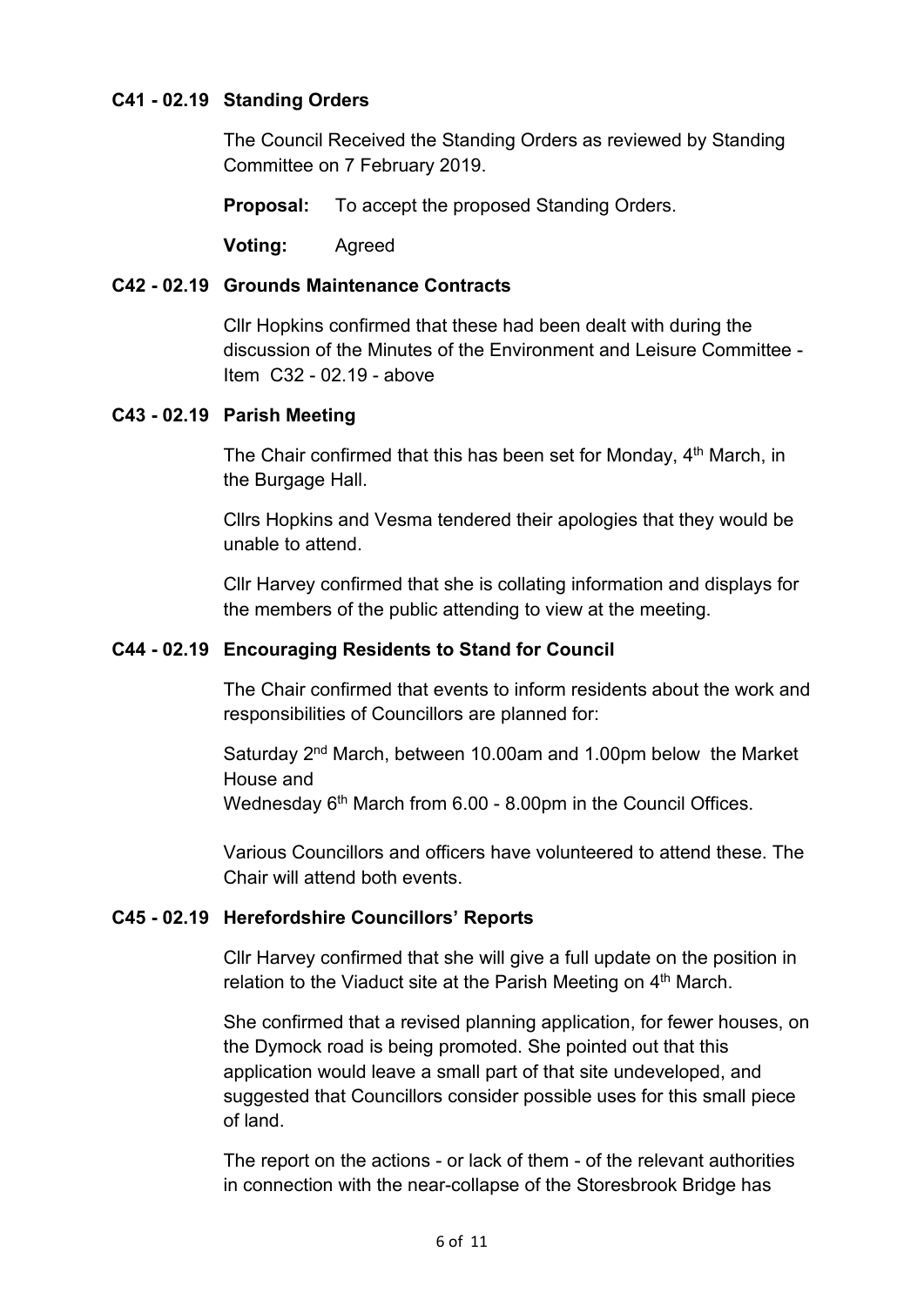**C41 - 02.19 Standing Orders**

The Council Received the Standing Orders as reviewed by Standing Committee on 7 February 2019.

**Proposal:** To accept the proposed Standing Orders.

**Voting:** Agreed

**C42 - 02.19 Grounds Maintenance Contracts**

Cllr Hopkins confirmed that these had been dealt with during the discussion of the Minutes of the Environment and Leisure Committee - Item C32 - 02.19 - above

**C43 - 02.19 Parish Meeting**

The Chair confirmed that this has been set for Monday, 4th March, in the Burgage Hall.

Cllrs Hopkins and Vesma tendered their apologies that they would be unable to attend.

Cllr Harvey confirmed that she is collating information and displays for the members of the public attending to view at the meeting.

**C44 - 02.19 Encouraging Residents to Stand for Council**

The Chair confirmed that events to inform residents about the work and responsibilities of Councillors are planned for:

Saturday 2nd March, between 10.00am and 1.00pm below the Market House and
Wednesday 6th March from 6.00 - 8.00pm in the Council Offices.

Various Councillors and officers have volunteered to attend these. The Chair will attend both events.

**C45 - 02.19 Herefordshire Councillors' Reports**

Cllr Harvey confirmed that she will give a full update on the position in relation to the Viaduct site at the Parish Meeting on 4th March.

She confirmed that a revised planning application, for fewer houses, on the Dymock road is being promoted. She pointed out that this application would leave a small part of that site undeveloped, and suggested that Councillors consider possible uses for this small piece of land.

The report on the actions - or lack of them - of the relevant authorities in connection with the near-collapse of the Storesbrook Bridge has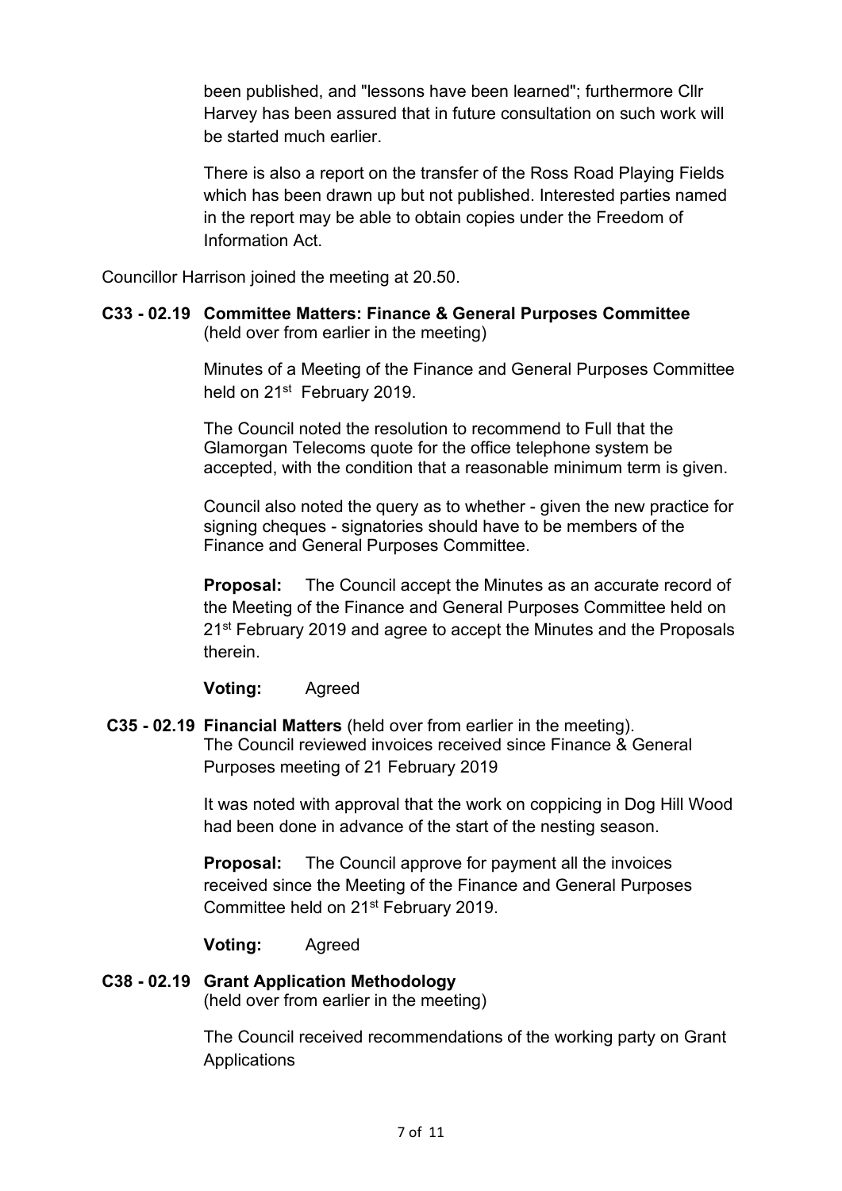been published, and "lessons have been learned"; furthermore Cllr Harvey has been assured that in future consultation on such work will be started much earlier.

There is also a report on the transfer of the Ross Road Playing Fields which has been drawn up but not published. Interested parties named in the report may be able to obtain copies under the Freedom of Information Act.

Councillor Harrison joined the meeting at 20.50.

**C33 - 02.19 Committee Matters: Finance & General Purposes Committee** (held over from earlier in the meeting)

Minutes of a Meeting of the Finance and General Purposes Committee held on 21st February 2019.

The Council noted the resolution to recommend to Full that the Glamorgan Telecoms quote for the office telephone system be accepted, with the condition that a reasonable minimum term is given.

Council also noted the query as to whether - given the new practice for signing cheques - signatories should have to be members of the Finance and General Purposes Committee.

**Proposal:** The Council accept the Minutes as an accurate record of the Meeting of the Finance and General Purposes Committee held on 21st February 2019 and agree to accept the Minutes and the Proposals therein.

**Voting:** Agreed

**C35 - 02.19 Financial Matters** (held over from earlier in the meeting).
The Council reviewed invoices received since Finance & General Purposes meeting of 21 February 2019

It was noted with approval that the work on coppicing in Dog Hill Wood had been done in advance of the start of the nesting season.

**Proposal:** The Council approve for payment all the invoices received since the Meeting of the Finance and General Purposes Committee held on 21st February 2019.

**Voting:** Agreed

**C38 - 02.19 Grant Application Methodology**
(held over from earlier in the meeting)

The Council received recommendations of the working party on Grant Applications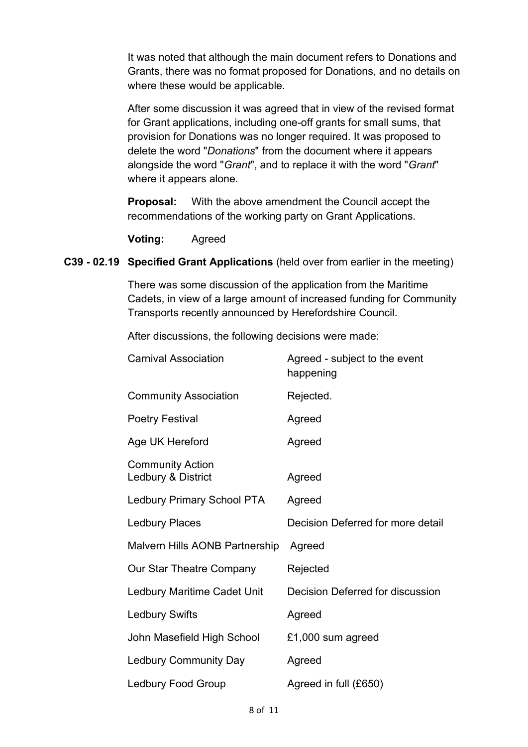It was noted that although the main document refers to Donations and Grants, there was no format proposed for Donations, and no details on where these would be applicable.

After some discussion it was agreed that in view of the revised format for Grant applications, including one-off grants for small sums, that provision for Donations was no longer required. It was proposed to delete the word "*Donations*" from the document where it appears alongside the word "*Grant*", and to replace it with the word "*Grant*" where it appears alone.

**Proposal:** With the above amendment the Council accept the recommendations of the working party on Grant Applications.

**Voting:** Agreed

**C39 - 02.19 Specified Grant Applications** (held over from earlier in the meeting)

There was some discussion of the application from the Maritime Cadets, in view of a large amount of increased funding for Community Transports recently announced by Herefordshire Council.

After discussions, the following decisions were made:

| | |
|---|---|
| Carnival Association | Agreed - subject to the event happening |
| Community Association | Rejected. |
| Poetry Festival | Agreed |
| Age UK Hereford | Agreed |
| Community Action Ledbury & District | Agreed |
| Ledbury Primary School PTA | Agreed |
| Ledbury Places | Decision Deferred for more detail |
| Malvern Hills AONB Partnership | Agreed |
| Our Star Theatre Company | Rejected |
| Ledbury Maritime Cadet Unit | Decision Deferred for discussion |
| Ledbury Swifts | Agreed |
| John Masefield High School | £1,000 sum agreed |
| Ledbury Community Day | Agreed |
| Ledbury Food Group | Agreed in full (£650) |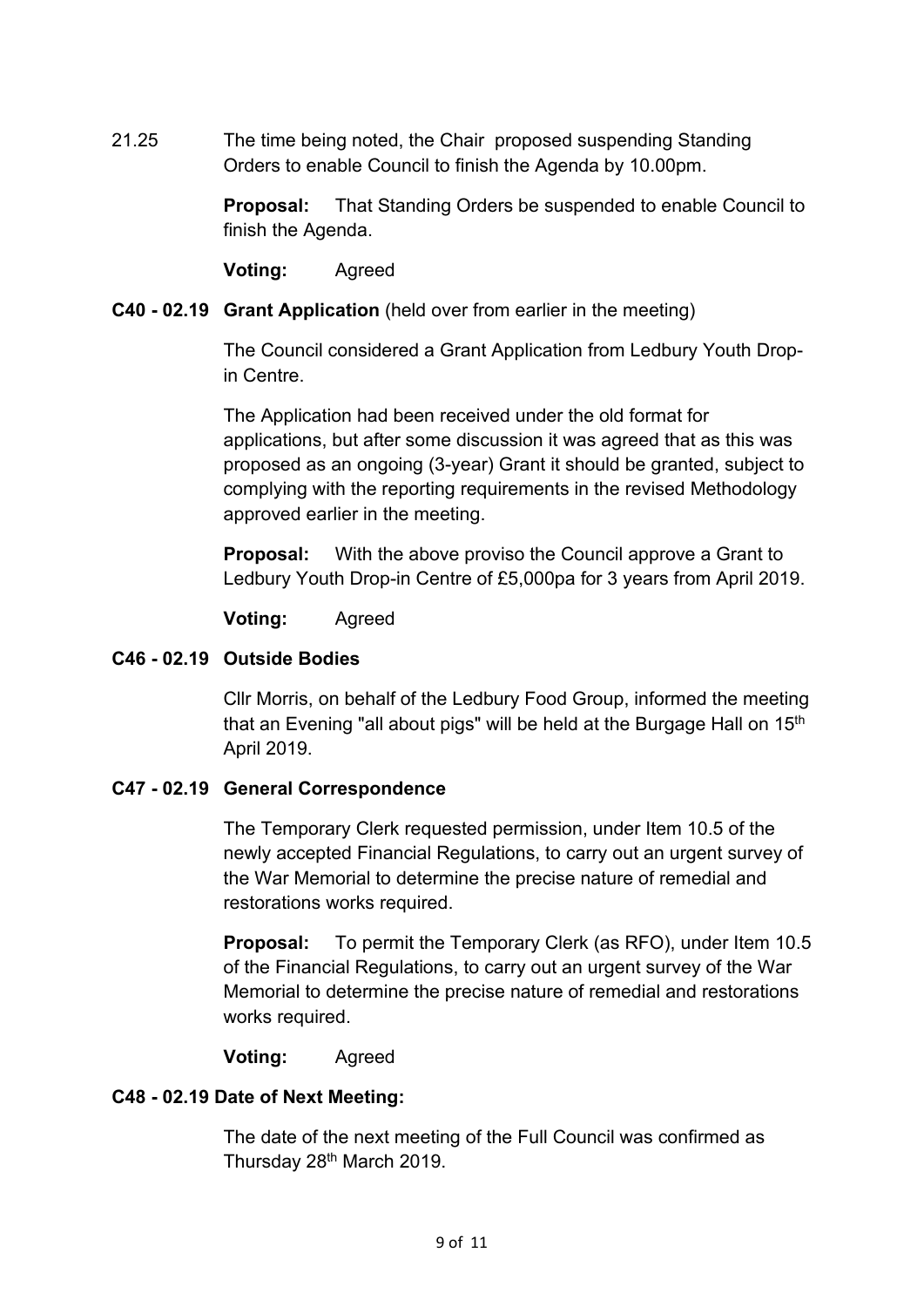21.25 The time being noted, the Chair proposed suspending Standing Orders to enable Council to finish the Agenda by 10.00pm.

**Proposal:** That Standing Orders be suspended to enable Council to finish the Agenda.

**Voting:** Agreed

**C40 - 02.19 Grant Application** (held over from earlier in the meeting)

The Council considered a Grant Application from Ledbury Youth Drop-in Centre.

The Application had been received under the old format for applications, but after some discussion it was agreed that as this was proposed as an ongoing (3-year) Grant it should be granted, subject to complying with the reporting requirements in the revised Methodology approved earlier in the meeting.

**Proposal:** With the above proviso the Council approve a Grant to Ledbury Youth Drop-in Centre of £5,000pa for 3 years from April 2019.

**Voting:** Agreed

**C46 - 02.19 Outside Bodies**

Cllr Morris, on behalf of the Ledbury Food Group, informed the meeting that an Evening "all about pigs" will be held at the Burgage Hall on 15th April 2019.

**C47 - 02.19 General Correspondence**

The Temporary Clerk requested permission, under Item 10.5 of the newly accepted Financial Regulations, to carry out an urgent survey of the War Memorial to determine the precise nature of remedial and restorations works required.

**Proposal:** To permit the Temporary Clerk (as RFO), under Item 10.5 of the Financial Regulations, to carry out an urgent survey of the War Memorial to determine the precise nature of remedial and restorations works required.

**Voting:** Agreed

**C48 - 02.19 Date of Next Meeting:**

The date of the next meeting of the Full Council was confirmed as Thursday 28th March 2019.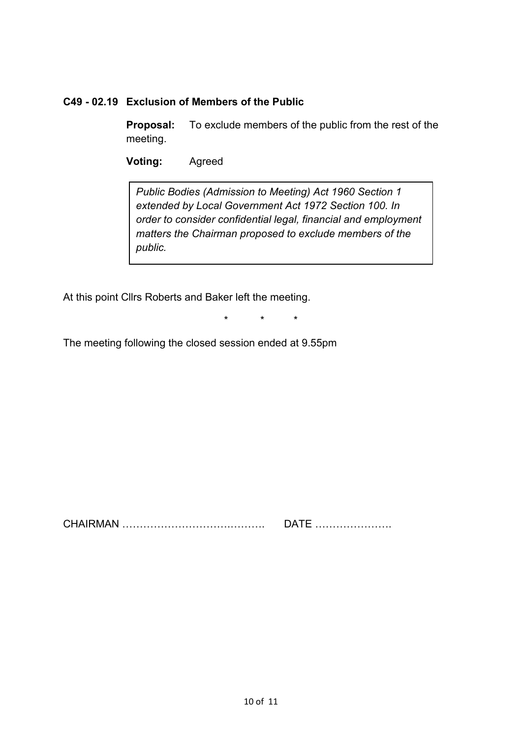### C49 - 02.19 Exclusion of Members of the Public

**Proposal:** To exclude members of the public from the rest of the meeting.

**Voting:** Agreed

*Public Bodies (Admission to Meeting) Act 1960 Section 1 extended by Local Government Act 1972 Section 100. In order to consider confidential legal, financial and employment matters the Chairman proposed to exclude members of the public.*

At this point Cllrs Roberts and Baker left the meeting.

\* \* \*

The meeting following the closed session ended at 9.55pm

CHAIRMAN ………………………….………. DATE ………………….